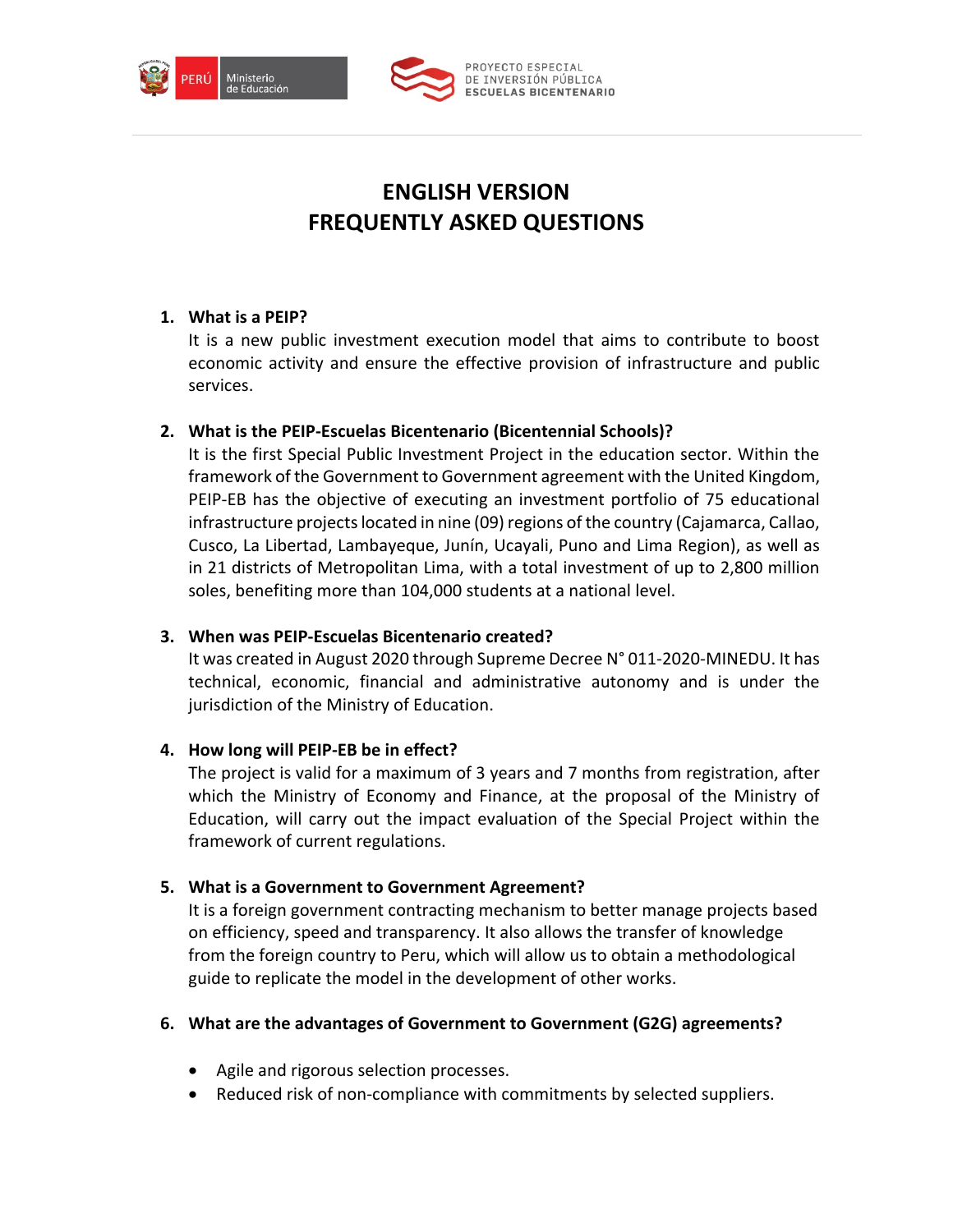# ENGLISH VERSION
# FREQUENTLY ASKED QUESTIONS

1. **What is a PEIP?**

   It is a new public investment execution model that aims to contribute to boost economic activity and ensure the effective provision of infrastructure and public services.

2. **What is the PEIP-Escuelas Bicentenario (Bicentennial Schools)?**

   It is the first Special Public Investment Project in the education sector. Within the framework of the Government to Government agreement with the United Kingdom, PEIP-EB has the objective of executing an investment portfolio of 75 educational infrastructure projects located in nine (09) regions of the country (Cajamarca, Callao, Cusco, La Libertad, Lambayeque, Junín, Ucayali, Puno and Lima Region), as well as in 21 districts of Metropolitan Lima, with a total investment of up to 2,800 million soles, benefiting more than 104,000 students at a national level.

3. **When was PEIP-Escuelas Bicentenario created?**

   It was created in August 2020 through Supreme Decree N° 011-2020-MINEDU. It has technical, economic, financial and administrative autonomy and is under the jurisdiction of the Ministry of Education.

4. **How long will PEIP-EB be in effect?**

   The project is valid for a maximum of 3 years and 7 months from registration, after which the Ministry of Economy and Finance, at the proposal of the Ministry of Education, will carry out the impact evaluation of the Special Project within the framework of current regulations.

5. **What is a Government to Government Agreement?**

   It is a foreign government contracting mechanism to better manage projects based on efficiency, speed and transparency. It also allows the transfer of knowledge from the foreign country to Peru, which will allow us to obtain a methodological guide to replicate the model in the development of other works.

6. **What are the advantages of Government to Government (G2G) agreements?**

   - Agile and rigorous selection processes.
   - Reduced risk of non-compliance with commitments by selected suppliers.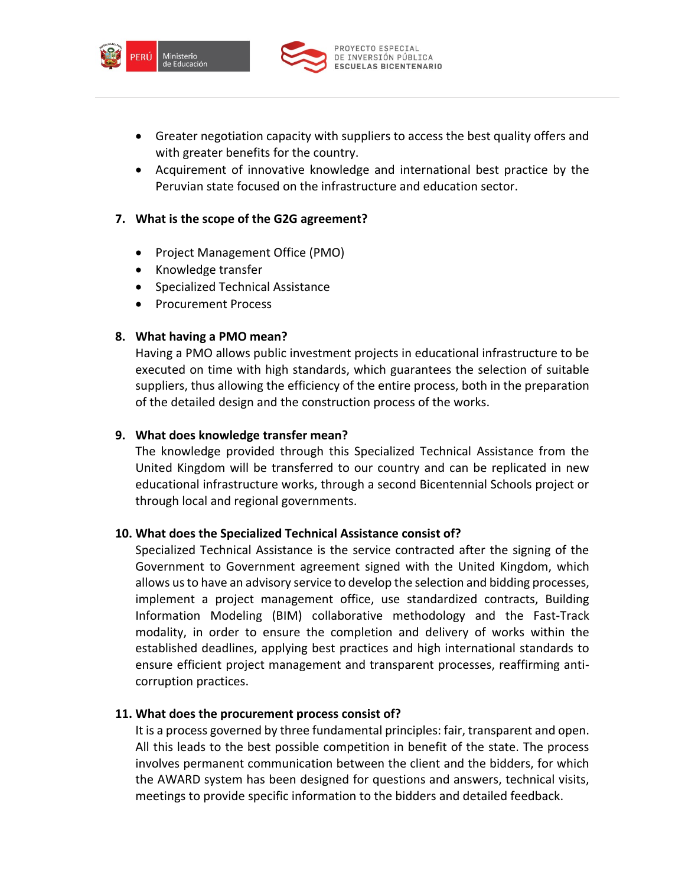- Greater negotiation capacity with suppliers to access the best quality offers and with greater benefits for the country.
- Acquirement of innovative knowledge and international best practice by the Peruvian state focused on the infrastructure and education sector.

**7. What is the scope of the G2G agreement?**

- Project Management Office (PMO)
- Knowledge transfer
- Specialized Technical Assistance
- Procurement Process

**8. What having a PMO mean?**

Having a PMO allows public investment projects in educational infrastructure to be executed on time with high standards, which guarantees the selection of suitable suppliers, thus allowing the efficiency of the entire process, both in the preparation of the detailed design and the construction process of the works.

**9. What does knowledge transfer mean?**

The knowledge provided through this Specialized Technical Assistance from the United Kingdom will be transferred to our country and can be replicated in new educational infrastructure works, through a second Bicentennial Schools project or through local and regional governments.

**10. What does the Specialized Technical Assistance consist of?**

Specialized Technical Assistance is the service contracted after the signing of the Government to Government agreement signed with the United Kingdom, which allows us to have an advisory service to develop the selection and bidding processes, implement a project management office, use standardized contracts, Building Information Modeling (BIM) collaborative methodology and the Fast-Track modality, in order to ensure the completion and delivery of works within the established deadlines, applying best practices and high international standards to ensure efficient project management and transparent processes, reaffirming anti-corruption practices.

**11. What does the procurement process consist of?**

It is a process governed by three fundamental principles: fair, transparent and open. All this leads to the best possible competition in benefit of the state. The process involves permanent communication between the client and the bidders, for which the AWARD system has been designed for questions and answers, technical visits, meetings to provide specific information to the bidders and detailed feedback.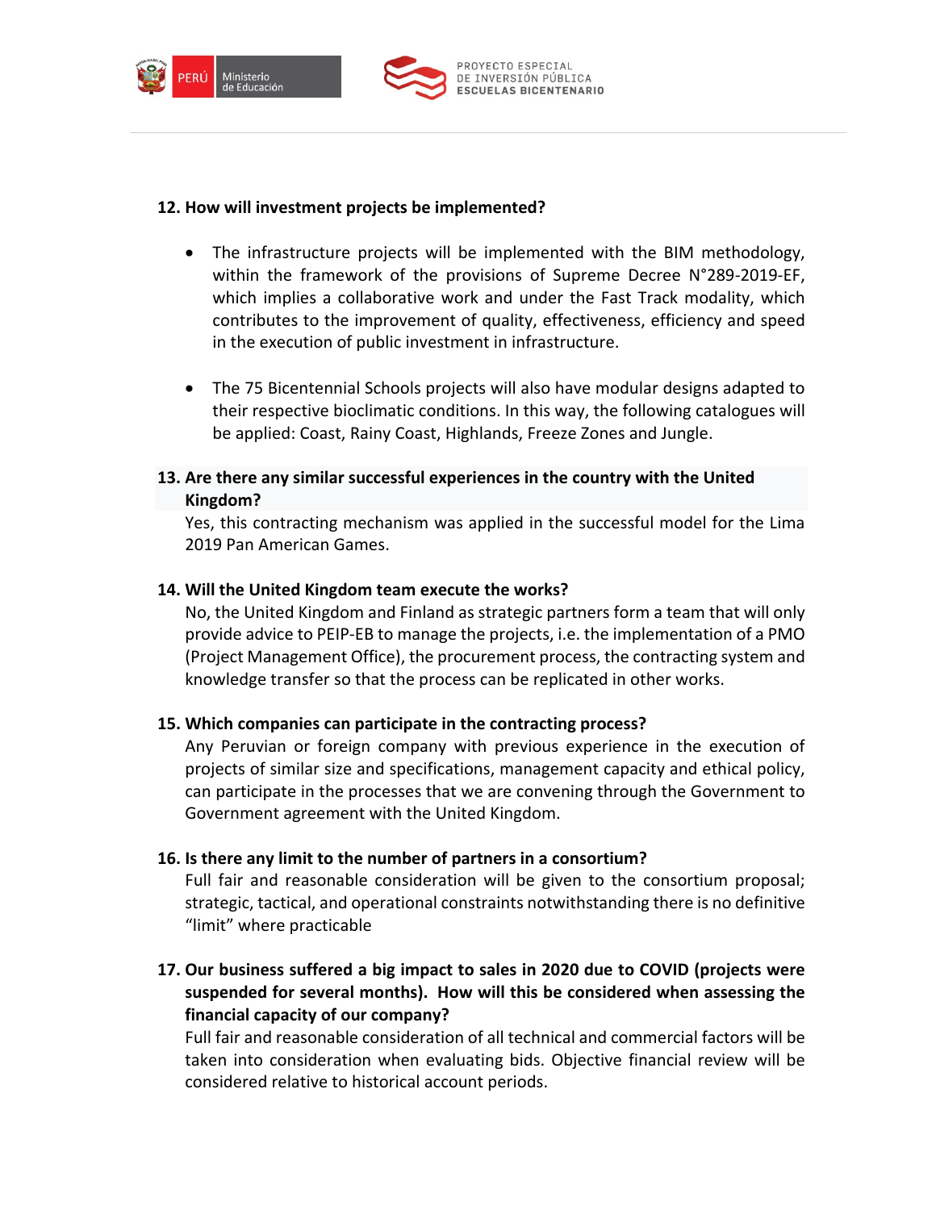**12. How will investment projects be implemented?**

- The infrastructure projects will be implemented with the BIM methodology, within the framework of the provisions of Supreme Decree N°289-2019-EF, which implies a collaborative work and under the Fast Track modality, which contributes to the improvement of quality, effectiveness, efficiency and speed in the execution of public investment in infrastructure.

- The 75 Bicentennial Schools projects will also have modular designs adapted to their respective bioclimatic conditions. In this way, the following catalogues will be applied: Coast, Rainy Coast, Highlands, Freeze Zones and Jungle.

**13. Are there any similar successful experiences in the country with the United Kingdom?**

Yes, this contracting mechanism was applied in the successful model for the Lima 2019 Pan American Games.

**14. Will the United Kingdom team execute the works?**

No, the United Kingdom and Finland as strategic partners form a team that will only provide advice to PEIP-EB to manage the projects, i.e. the implementation of a PMO (Project Management Office), the procurement process, the contracting system and knowledge transfer so that the process can be replicated in other works.

**15. Which companies can participate in the contracting process?**

Any Peruvian or foreign company with previous experience in the execution of projects of similar size and specifications, management capacity and ethical policy, can participate in the processes that we are convening through the Government to Government agreement with the United Kingdom.

**16. Is there any limit to the number of partners in a consortium?**

Full fair and reasonable consideration will be given to the consortium proposal; strategic, tactical, and operational constraints notwithstanding there is no definitive "limit" where practicable

**17. Our business suffered a big impact to sales in 2020 due to COVID (projects were suspended for several months). How will this be considered when assessing the financial capacity of our company?**

Full fair and reasonable consideration of all technical and commercial factors will be taken into consideration when evaluating bids. Objective financial review will be considered relative to historical account periods.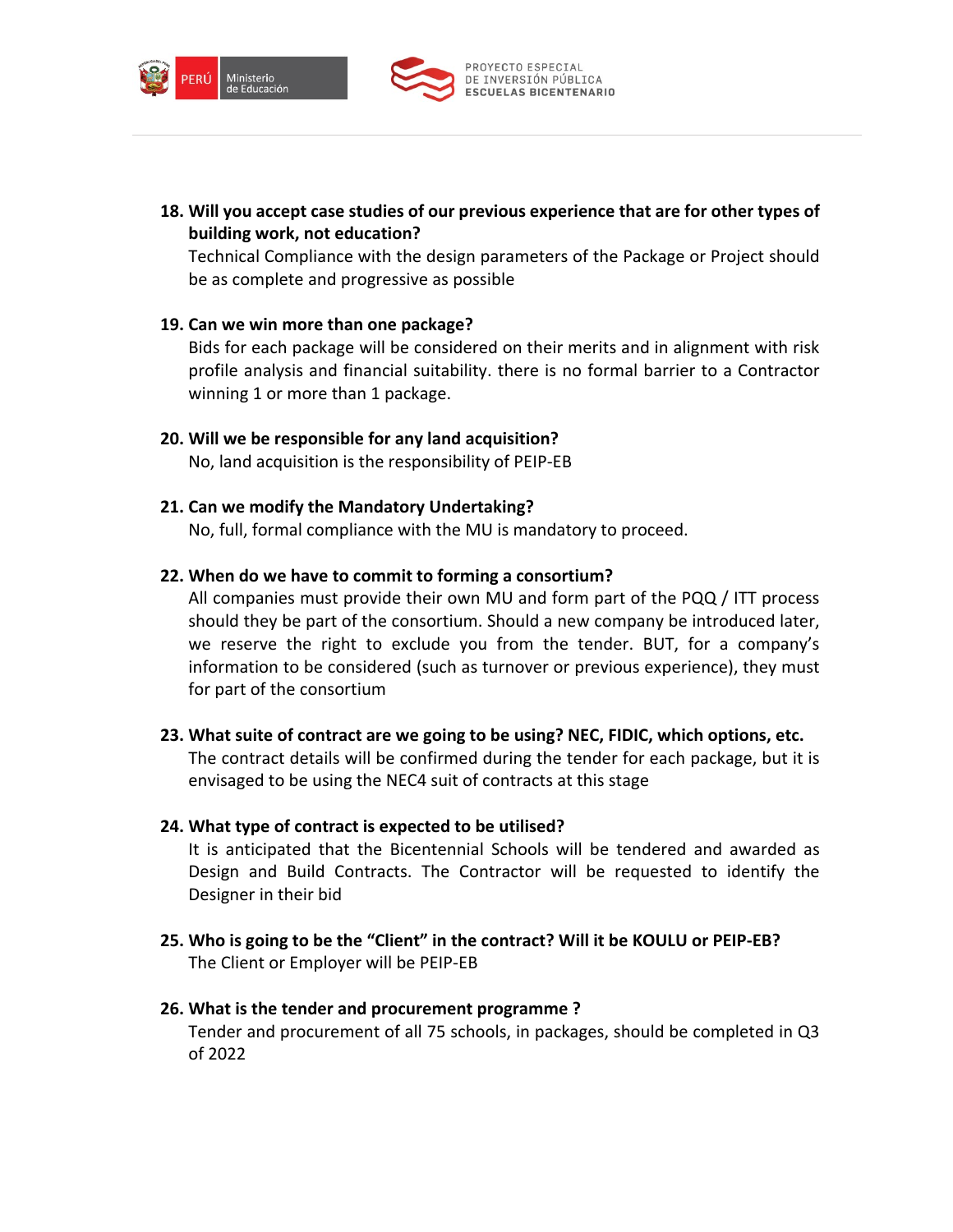18. **Will you accept case studies of our previous experience that are for other types of building work, not education?**
    Technical Compliance with the design parameters of the Package or Project should be as complete and progressive as possible

19. **Can we win more than one package?**
    Bids for each package will be considered on their merits and in alignment with risk profile analysis and financial suitability. there is no formal barrier to a Contractor winning 1 or more than 1 package.

20. **Will we be responsible for any land acquisition?**
    No, land acquisition is the responsibility of PEIP-EB

21. **Can we modify the Mandatory Undertaking?**
    No, full, formal compliance with the MU is mandatory to proceed.

22. **When do we have to commit to forming a consortium?**
    All companies must provide their own MU and form part of the PQQ / ITT process should they be part of the consortium. Should a new company be introduced later, we reserve the right to exclude you from the tender. BUT, for a company's information to be considered (such as turnover or previous experience), they must for part of the consortium

23. **What suite of contract are we going to be using? NEC, FIDIC, which options, etc.**
    The contract details will be confirmed during the tender for each package, but it is envisaged to be using the NEC4 suit of contracts at this stage

24. **What type of contract is expected to be utilised?**
    It is anticipated that the Bicentennial Schools will be tendered and awarded as Design and Build Contracts. The Contractor will be requested to identify the Designer in their bid

25. **Who is going to be the "Client" in the contract? Will it be KOULU or PEIP-EB?**
    The Client or Employer will be PEIP-EB

26. **What is the tender and procurement programme ?**
    Tender and procurement of all 75 schools, in packages, should be completed in Q3 of 2022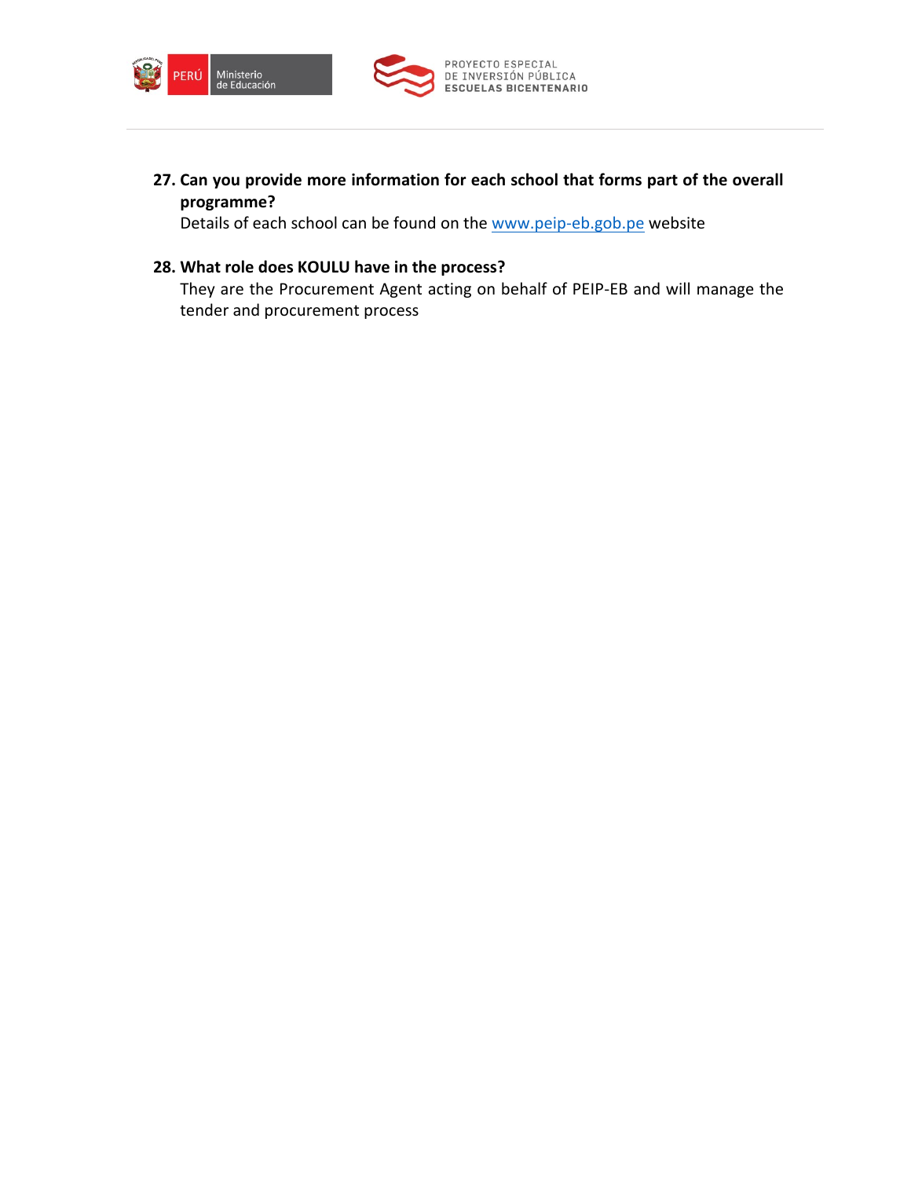**27. Can you provide more information for each school that forms part of the overall programme?**

Details of each school can be found on the [www.peip-eb.gob.pe](http://www.peip-eb.gob.pe) website

**28. What role does KOULU have in the process?**

They are the Procurement Agent acting on behalf of PEIP-EB and will manage the tender and procurement process